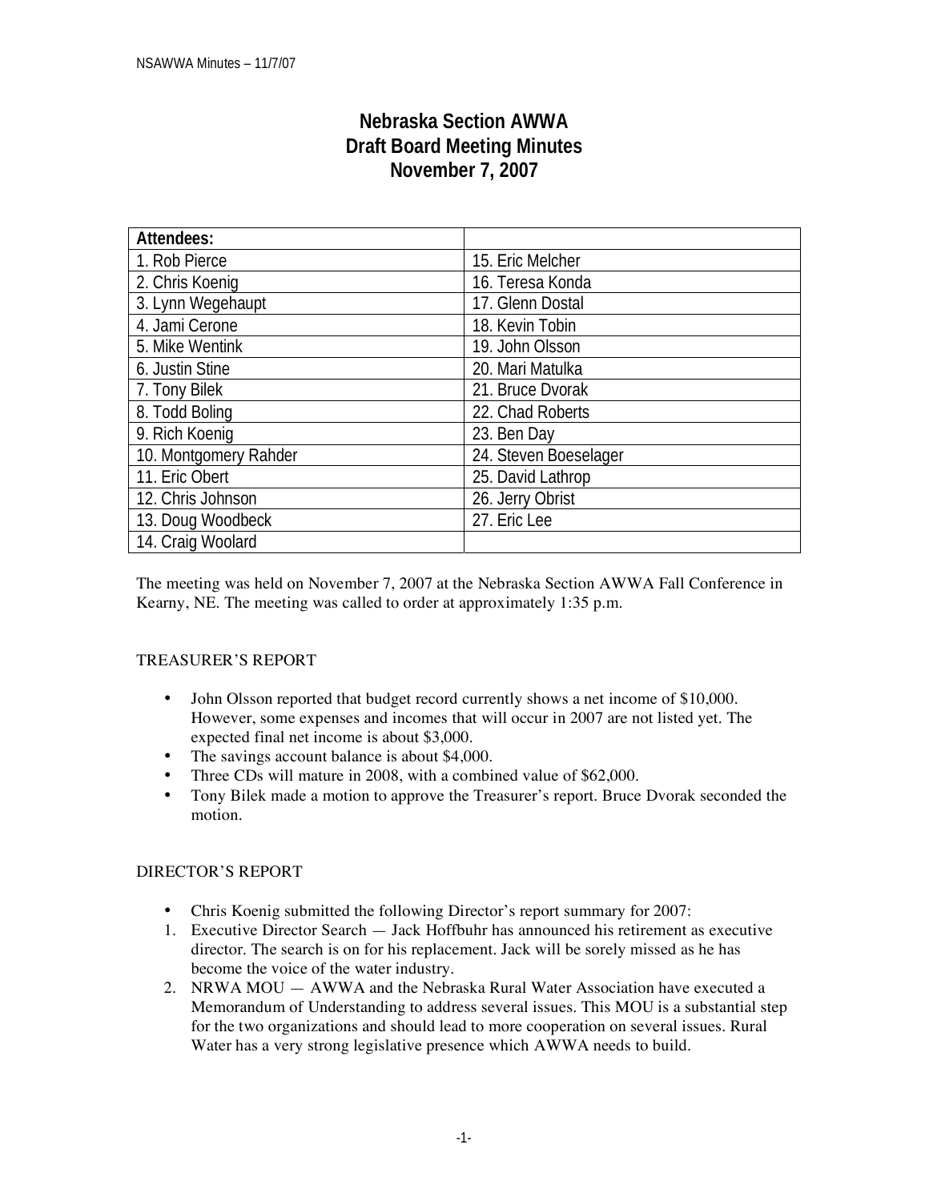# Nebraska Section AWWA
# Draft Board Meeting Minutes
# November 7, 2007

| Attendees: | |
|---|---|
| 1. Rob Pierce | 15. Eric Melcher |
| 2. Chris Koenig | 16. Teresa Konda |
| 3. Lynn Wegehaupt | 17. Glenn Dostal |
| 4. Jami Cerone | 18. Kevin Tobin |
| 5. Mike Wentink | 19. John Olsson |
| 6. Justin Stine | 20. Mari Matulka |
| 7. Tony Bilek | 21. Bruce Dvorak |
| 8. Todd Boling | 22. Chad Roberts |
| 9. Rich Koenig | 23. Ben Day |
| 10. Montgomery Rahder | 24. Steven Boeselager |
| 11. Eric Obert | 25. David Lathrop |
| 12. Chris Johnson | 26. Jerry Obrist |
| 13. Doug Woodbeck | 27. Eric Lee |
| 14. Craig Woolard | |

The meeting was held on November 7, 2007 at the Nebraska Section AWWA Fall Conference in Kearny, NE. The meeting was called to order at approximately 1:35 p.m.

## TREASURER'S REPORT

- John Olsson reported that budget record currently shows a net income of $10,000. However, some expenses and incomes that will occur in 2007 are not listed yet. The expected final net income is about $3,000.
- The savings account balance is about $4,000.
- Three CDs will mature in 2008, with a combined value of $62,000.
- Tony Bilek made a motion to approve the Treasurer's report. Bruce Dvorak seconded the motion.

## DIRECTOR'S REPORT

- Chris Koenig submitted the following Director's report summary for 2007:

1. Executive Director Search — Jack Hoffbuhr has announced his retirement as executive director. The search is on for his replacement. Jack will be sorely missed as he has become the voice of the water industry.
2. NRWA MOU — AWWA and the Nebraska Rural Water Association have executed a Memorandum of Understanding to address several issues. This MOU is a substantial step for the two organizations and should lead to more cooperation on several issues. Rural Water has a very strong legislative presence which AWWA needs to build.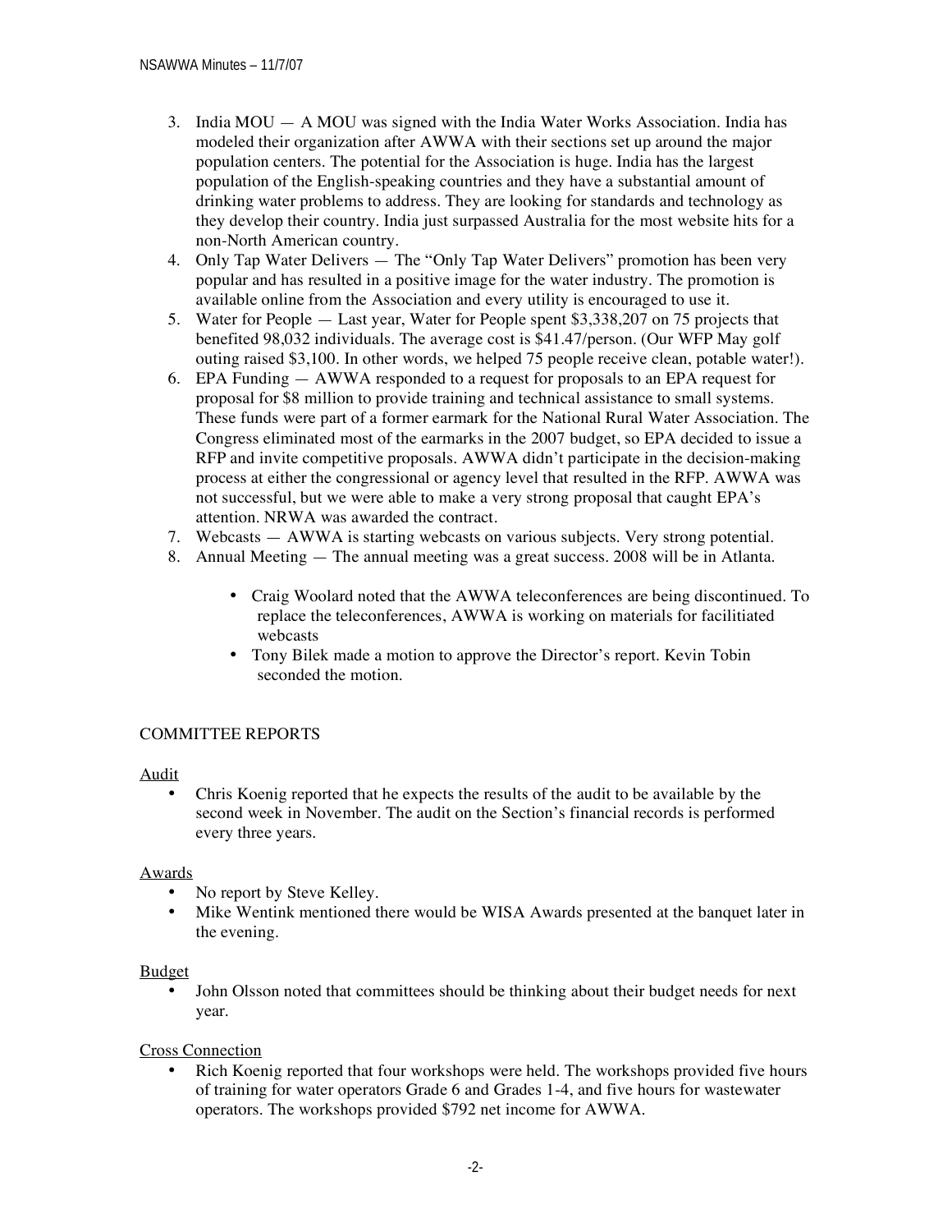3. India MOU — A MOU was signed with the India Water Works Association. India has modeled their organization after AWWA with their sections set up around the major population centers. The potential for the Association is huge. India has the largest population of the English-speaking countries and they have a substantial amount of drinking water problems to address. They are looking for standards and technology as they develop their country. India just surpassed Australia for the most website hits for a non-North American country.
4. Only Tap Water Delivers — The "Only Tap Water Delivers" promotion has been very popular and has resulted in a positive image for the water industry. The promotion is available online from the Association and every utility is encouraged to use it.
5. Water for People — Last year, Water for People spent $3,338,207 on 75 projects that benefited 98,032 individuals. The average cost is $41.47/person. (Our WFP May golf outing raised $3,100. In other words, we helped 75 people receive clean, potable water!).
6. EPA Funding — AWWA responded to a request for proposals to an EPA request for proposal for $8 million to provide training and technical assistance to small systems. These funds were part of a former earmark for the National Rural Water Association. The Congress eliminated most of the earmarks in the 2007 budget, so EPA decided to issue a RFP and invite competitive proposals. AWWA didn't participate in the decision-making process at either the congressional or agency level that resulted in the RFP. AWWA was not successful, but we were able to make a very strong proposal that caught EPA's attention. NRWA was awarded the contract.
7. Webcasts — AWWA is starting webcasts on various subjects. Very strong potential.
8. Annual Meeting — The annual meeting was a great success. 2008 will be in Atlanta.

   - Craig Woolard noted that the AWWA teleconferences are being discontinued. To replace the teleconferences, AWWA is working on materials for facilitiated webcasts
   - Tony Bilek made a motion to approve the Director's report. Kevin Tobin seconded the motion.

## COMMITTEE REPORTS

### Audit

- Chris Koenig reported that he expects the results of the audit to be available by the second week in November. The audit on the Section's financial records is performed every three years.

### Awards

- No report by Steve Kelley.
- Mike Wentink mentioned there would be WISA Awards presented at the banquet later in the evening.

### Budget

- John Olsson noted that committees should be thinking about their budget needs for next year.

### Cross Connection

- Rich Koenig reported that four workshops were held. The workshops provided five hours of training for water operators Grade 6 and Grades 1-4, and five hours for wastewater operators. The workshops provided $792 net income for AWWA.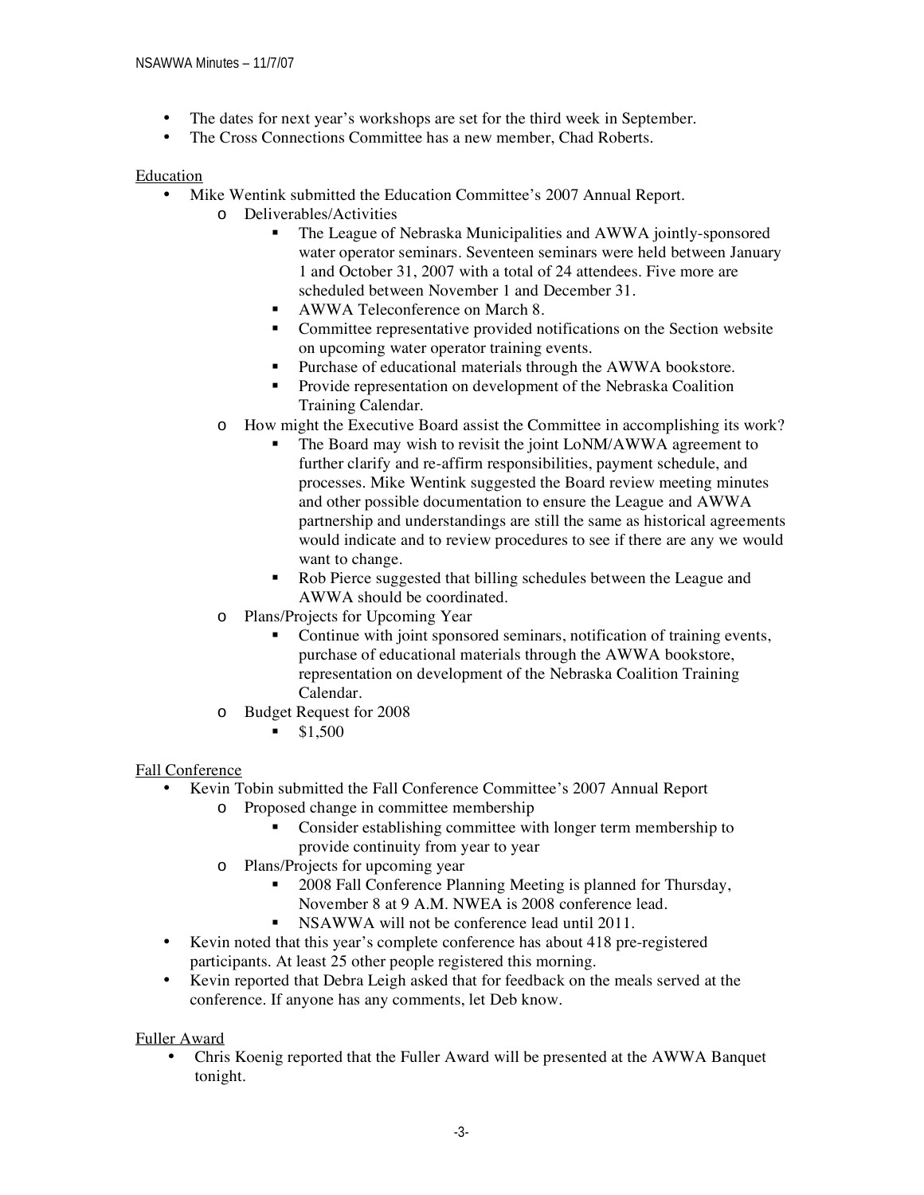- The dates for next year's workshops are set for the third week in September.
- The Cross Connections Committee has a new member, Chad Roberts.

Education

- Mike Wentink submitted the Education Committee's 2007 Annual Report.
  - Deliverables/Activities
    - The League of Nebraska Municipalities and AWWA jointly-sponsored water operator seminars. Seventeen seminars were held between January 1 and October 31, 2007 with a total of 24 attendees. Five more are scheduled between November 1 and December 31.
    - AWWA Teleconference on March 8.
    - Committee representative provided notifications on the Section website on upcoming water operator training events.
    - Purchase of educational materials through the AWWA bookstore.
    - Provide representation on development of the Nebraska Coalition Training Calendar.
  - How might the Executive Board assist the Committee in accomplishing its work?
    - The Board may wish to revisit the joint LoNM/AWWA agreement to further clarify and re-affirm responsibilities, payment schedule, and processes. Mike Wentink suggested the Board review meeting minutes and other possible documentation to ensure the League and AWWA partnership and understandings are still the same as historical agreements would indicate and to review procedures to see if there are any we would want to change.
    - Rob Pierce suggested that billing schedules between the League and AWWA should be coordinated.
  - Plans/Projects for Upcoming Year
    - Continue with joint sponsored seminars, notification of training events, purchase of educational materials through the AWWA bookstore, representation on development of the Nebraska Coalition Training Calendar.
  - Budget Request for 2008
    - $1,500

Fall Conference

- Kevin Tobin submitted the Fall Conference Committee's 2007 Annual Report
  - Proposed change in committee membership
    - Consider establishing committee with longer term membership to provide continuity from year to year
  - Plans/Projects for upcoming year
    - 2008 Fall Conference Planning Meeting is planned for Thursday, November 8 at 9 A.M. NWEA is 2008 conference lead.
    - NSAWWA will not be conference lead until 2011.
- Kevin noted that this year's complete conference has about 418 pre-registered participants. At least 25 other people registered this morning.
- Kevin reported that Debra Leigh asked that for feedback on the meals served at the conference. If anyone has any comments, let Deb know.

Fuller Award

- Chris Koenig reported that the Fuller Award will be presented at the AWWA Banquet tonight.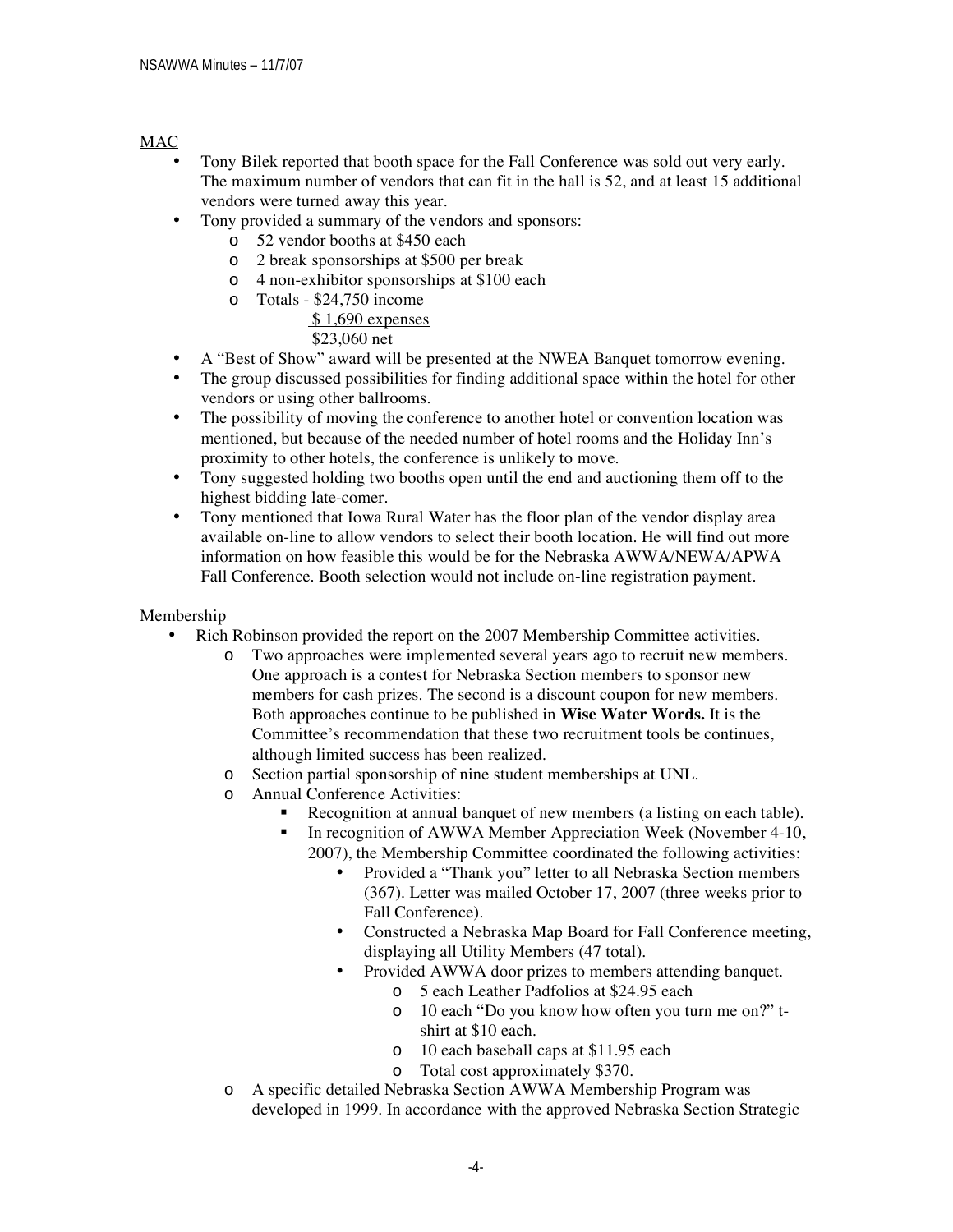MAC

- Tony Bilek reported that booth space for the Fall Conference was sold out very early. The maximum number of vendors that can fit in the hall is 52, and at least 15 additional vendors were turned away this year.
- Tony provided a summary of the vendors and sponsors:
  - 52 vendor booths at $450 each
  - 2 break sponsorships at $500 per break
  - 4 non-exhibitor sponsorships at $100 each
  - Totals - $24,750 income
    $ 1,690 expenses
    $23,060 net
- A "Best of Show" award will be presented at the NWEA Banquet tomorrow evening.
- The group discussed possibilities for finding additional space within the hotel for other vendors or using other ballrooms.
- The possibility of moving the conference to another hotel or convention location was mentioned, but because of the needed number of hotel rooms and the Holiday Inn's proximity to other hotels, the conference is unlikely to move.
- Tony suggested holding two booths open until the end and auctioning them off to the highest bidding late-comer.
- Tony mentioned that Iowa Rural Water has the floor plan of the vendor display area available on-line to allow vendors to select their booth location. He will find out more information on how feasible this would be for the Nebraska AWWA/NEWA/APWA Fall Conference. Booth selection would not include on-line registration payment.

Membership

- Rich Robinson provided the report on the 2007 Membership Committee activities.
  - Two approaches were implemented several years ago to recruit new members. One approach is a contest for Nebraska Section members to sponsor new members for cash prizes. The second is a discount coupon for new members. Both approaches continue to be published in **Wise Water Words.** It is the Committee's recommendation that these two recruitment tools be continues, although limited success has been realized.
  - Section partial sponsorship of nine student memberships at UNL.
  - Annual Conference Activities:
    - Recognition at annual banquet of new members (a listing on each table).
    - In recognition of AWWA Member Appreciation Week (November 4-10, 2007), the Membership Committee coordinated the following activities:
      - Provided a "Thank you" letter to all Nebraska Section members (367). Letter was mailed October 17, 2007 (three weeks prior to Fall Conference).
      - Constructed a Nebraska Map Board for Fall Conference meeting, displaying all Utility Members (47 total).
      - Provided AWWA door prizes to members attending banquet.
        - 5 each Leather Padfolios at $24.95 each
        - 10 each "Do you know how often you turn me on?" t-shirt at $10 each.
        - 10 each baseball caps at $11.95 each
        - Total cost approximately $370.
  - A specific detailed Nebraska Section AWWA Membership Program was developed in 1999. In accordance with the approved Nebraska Section Strategic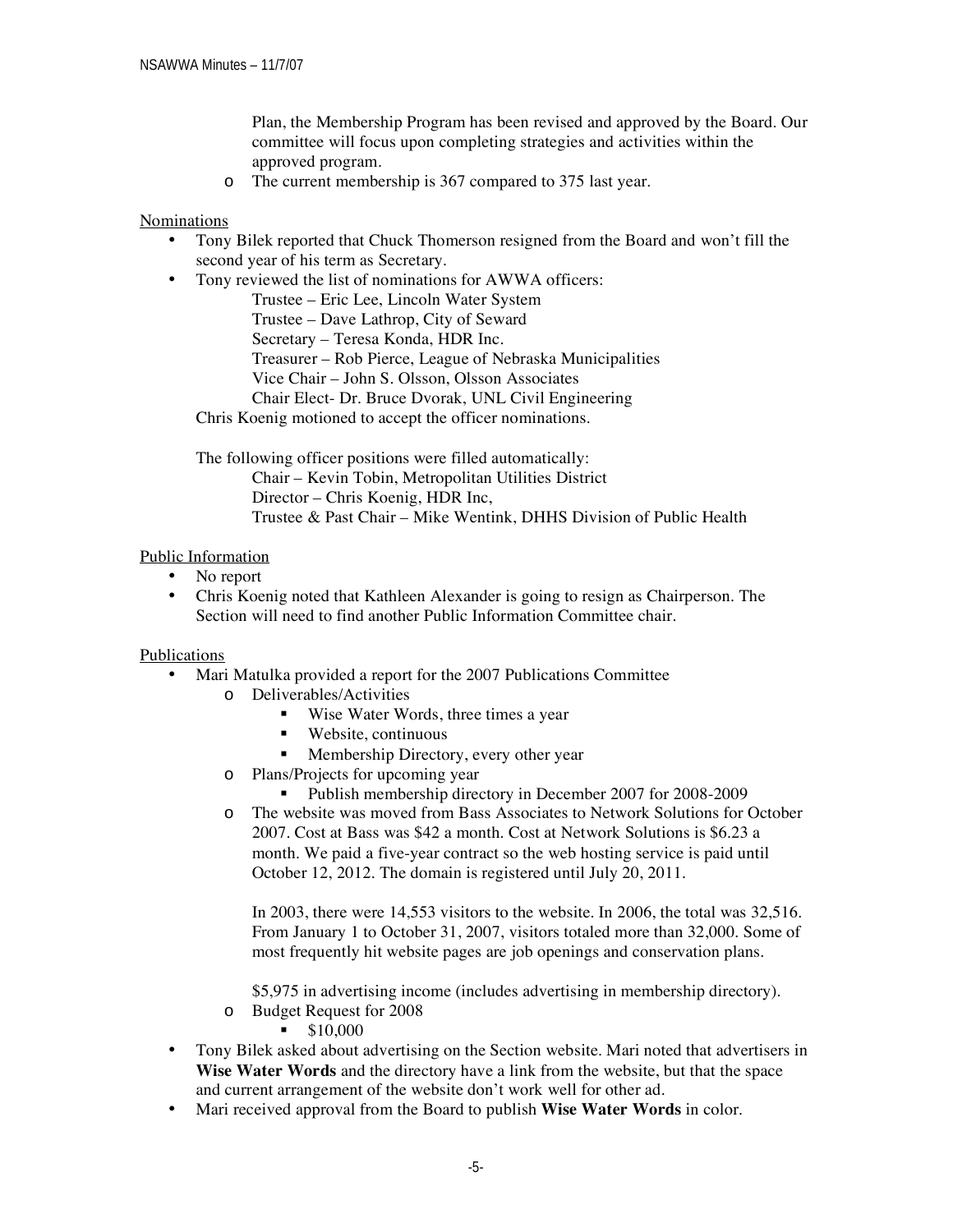Plan, the Membership Program has been revised and approved by the Board. Our committee will focus upon completing strategies and activities within the approved program.

- The current membership is 367 compared to 375 last year.

Nominations

- Tony Bilek reported that Chuck Thomerson resigned from the Board and won't fill the second year of his term as Secretary.
- Tony reviewed the list of nominations for AWWA officers:

  Trustee – Eric Lee, Lincoln Water System
  Trustee – Dave Lathrop, City of Seward
  Secretary – Teresa Konda, HDR Inc.
  Treasurer – Rob Pierce, League of Nebraska Municipalities
  Vice Chair – John S. Olsson, Olsson Associates
  Chair Elect- Dr. Bruce Dvorak, UNL Civil Engineering

  Chris Koenig motioned to accept the officer nominations.

  The following officer positions were filled automatically:

  Chair – Kevin Tobin, Metropolitan Utilities District
  Director – Chris Koenig, HDR Inc,
  Trustee & Past Chair – Mike Wentink, DHHS Division of Public Health

Public Information

- No report
- Chris Koenig noted that Kathleen Alexander is going to resign as Chairperson. The Section will need to find another Public Information Committee chair.

Publications

- Mari Matulka provided a report for the 2007 Publications Committee
  - Deliverables/Activities
    - Wise Water Words, three times a year
    - Website, continuous
    - Membership Directory, every other year
  - Plans/Projects for upcoming year
    - Publish membership directory in December 2007 for 2008-2009
  - The website was moved from Bass Associates to Network Solutions for October 2007. Cost at Bass was $42 a month. Cost at Network Solutions is $6.23 a month. We paid a five-year contract so the web hosting service is paid until October 12, 2012. The domain is registered until July 20, 2011.

    In 2003, there were 14,553 visitors to the website. In 2006, the total was 32,516. From January 1 to October 31, 2007, visitors totaled more than 32,000. Some of most frequently hit website pages are job openings and conservation plans.

    $5,975 in advertising income (includes advertising in membership directory).
  - Budget Request for 2008
    - $10,000
- Tony Bilek asked about advertising on the Section website. Mari noted that advertisers in **Wise Water Words** and the directory have a link from the website, but that the space and current arrangement of the website don't work well for other ad.
- Mari received approval from the Board to publish **Wise Water Words** in color.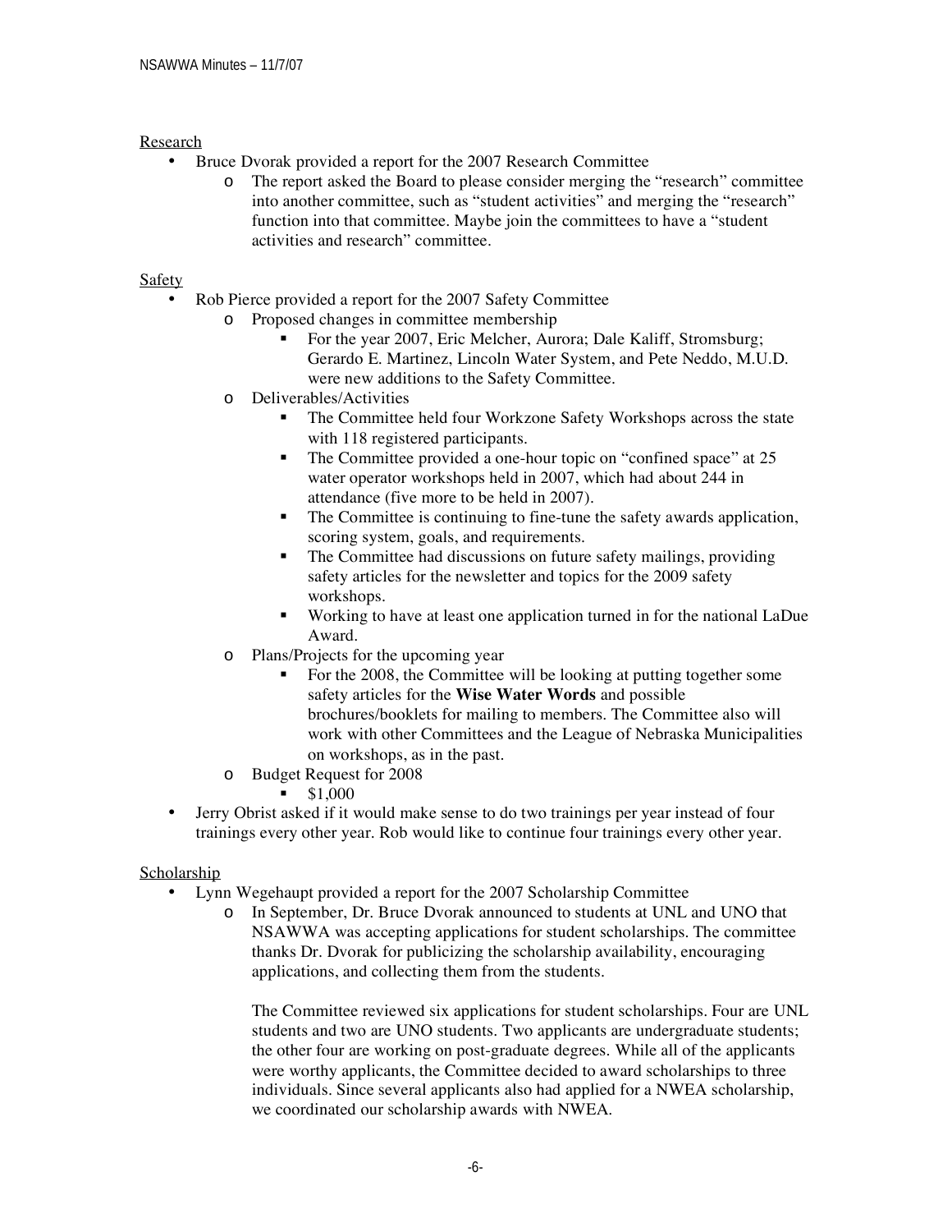Research

- Bruce Dvorak provided a report for the 2007 Research Committee
  - The report asked the Board to please consider merging the "research" committee into another committee, such as "student activities" and merging the "research" function into that committee. Maybe join the committees to have a "student activities and research" committee.

Safety

- Rob Pierce provided a report for the 2007 Safety Committee
  - Proposed changes in committee membership
    - For the year 2007, Eric Melcher, Aurora; Dale Kaliff, Stromsburg; Gerardo E. Martinez, Lincoln Water System, and Pete Neddo, M.U.D. were new additions to the Safety Committee.
  - Deliverables/Activities
    - The Committee held four Workzone Safety Workshops across the state with 118 registered participants.
    - The Committee provided a one-hour topic on "confined space" at 25 water operator workshops held in 2007, which had about 244 in attendance (five more to be held in 2007).
    - The Committee is continuing to fine-tune the safety awards application, scoring system, goals, and requirements.
    - The Committee had discussions on future safety mailings, providing safety articles for the newsletter and topics for the 2009 safety workshops.
    - Working to have at least one application turned in for the national LaDue Award.
  - Plans/Projects for the upcoming year
    - For the 2008, the Committee will be looking at putting together some safety articles for the **Wise Water Words** and possible brochures/booklets for mailing to members. The Committee also will work with other Committees and the League of Nebraska Municipalities on workshops, as in the past.
  - Budget Request for 2008
    - $1,000
- Jerry Obrist asked if it would make sense to do two trainings per year instead of four trainings every other year. Rob would like to continue four trainings every other year.

Scholarship

- Lynn Wegehaupt provided a report for the 2007 Scholarship Committee
  - In September, Dr. Bruce Dvorak announced to students at UNL and UNO that NSAWWA was accepting applications for student scholarships. The committee thanks Dr. Dvorak for publicizing the scholarship availability, encouraging applications, and collecting them from the students.

    The Committee reviewed six applications for student scholarships. Four are UNL students and two are UNO students. Two applicants are undergraduate students; the other four are working on post-graduate degrees. While all of the applicants were worthy applicants, the Committee decided to award scholarships to three individuals. Since several applicants also had applied for a NWEA scholarship, we coordinated our scholarship awards with NWEA.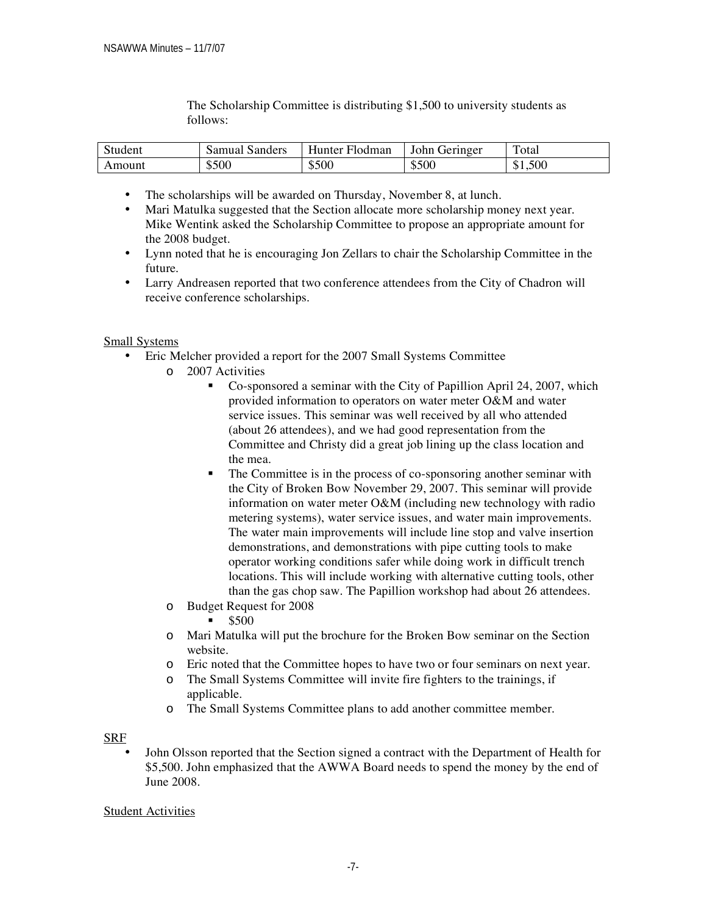The Scholarship Committee is distributing $1,500 to university students as follows:

| Student | Samual Sanders | Hunter Flodman | John Geringer | Total |
|---|---|---|---|---|
| Amount | $500 | $500 | $500 | $1,500 |

- The scholarships will be awarded on Thursday, November 8, at lunch.
- Mari Matulka suggested that the Section allocate more scholarship money next year. Mike Wentink asked the Scholarship Committee to propose an appropriate amount for the 2008 budget.
- Lynn noted that he is encouraging Jon Zellars to chair the Scholarship Committee in the future.
- Larry Andreasen reported that two conference attendees from the City of Chadron will receive conference scholarships.

Small Systems

- Eric Melcher provided a report for the 2007 Small Systems Committee
  - 2007 Activities
    - Co-sponsored a seminar with the City of Papillion April 24, 2007, which provided information to operators on water meter O&M and water service issues. This seminar was well received by all who attended (about 26 attendees), and we had good representation from the Committee and Christy did a great job lining up the class location and the mea.
    - The Committee is in the process of co-sponsoring another seminar with the City of Broken Bow November 29, 2007. This seminar will provide information on water meter O&M (including new technology with radio metering systems), water service issues, and water main improvements. The water main improvements will include line stop and valve insertion demonstrations, and demonstrations with pipe cutting tools to make operator working conditions safer while doing work in difficult trench locations. This will include working with alternative cutting tools, other than the gas chop saw. The Papillion workshop had about 26 attendees.
  - Budget Request for 2008
    - $500
  - Mari Matulka will put the brochure for the Broken Bow seminar on the Section website.
  - Eric noted that the Committee hopes to have two or four seminars on next year.
  - The Small Systems Committee will invite fire fighters to the trainings, if applicable.
  - The Small Systems Committee plans to add another committee member.

SRF

- John Olsson reported that the Section signed a contract with the Department of Health for $5,500. John emphasized that the AWWA Board needs to spend the money by the end of June 2008.

Student Activities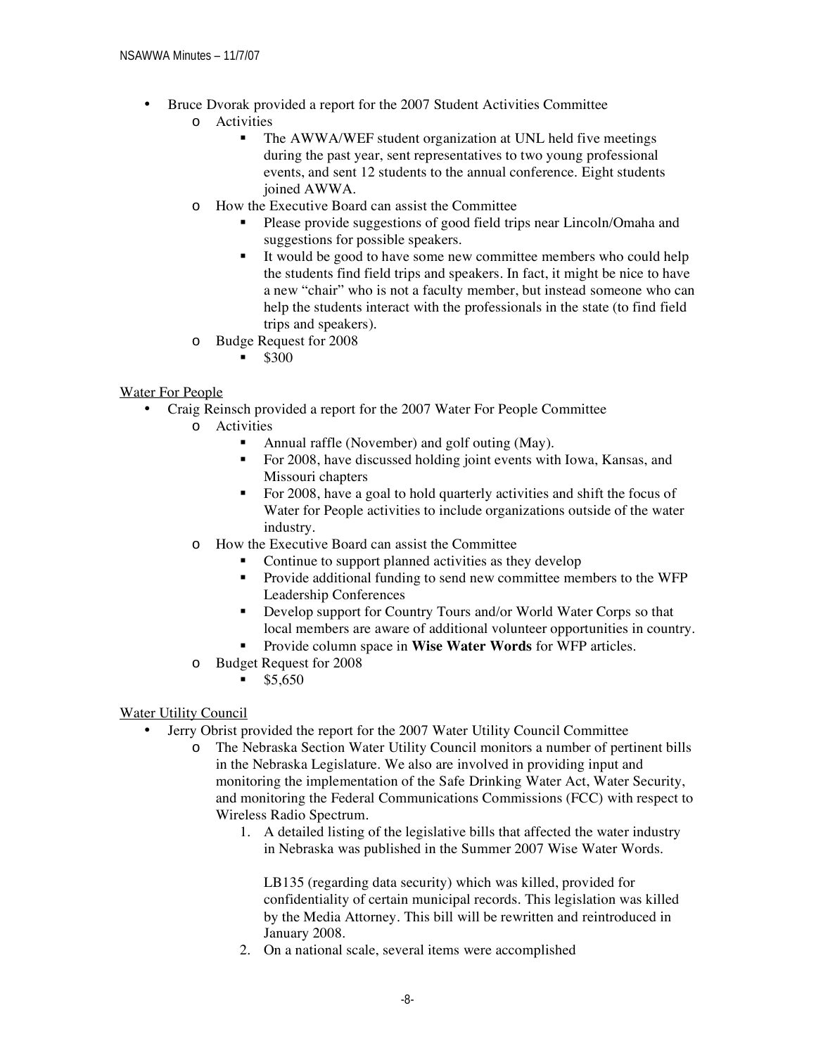- Bruce Dvorak provided a report for the 2007 Student Activities Committee
  - Activities
    - The AWWA/WEF student organization at UNL held five meetings during the past year, sent representatives to two young professional events, and sent 12 students to the annual conference. Eight students joined AWWA.
  - How the Executive Board can assist the Committee
    - Please provide suggestions of good field trips near Lincoln/Omaha and suggestions for possible speakers.
    - It would be good to have some new committee members who could help the students find field trips and speakers. In fact, it might be nice to have a new "chair" who is not a faculty member, but instead someone who can help the students interact with the professionals in the state (to find field trips and speakers).
  - Budge Request for 2008
    - $300

<u>Water For People</u>

- Craig Reinsch provided a report for the 2007 Water For People Committee
  - Activities
    - Annual raffle (November) and golf outing (May).
    - For 2008, have discussed holding joint events with Iowa, Kansas, and Missouri chapters
    - For 2008, have a goal to hold quarterly activities and shift the focus of Water for People activities to include organizations outside of the water industry.
  - How the Executive Board can assist the Committee
    - Continue to support planned activities as they develop
    - Provide additional funding to send new committee members to the WFP Leadership Conferences
    - Develop support for Country Tours and/or World Water Corps so that local members are aware of additional volunteer opportunities in country.
    - Provide column space in **Wise Water Words** for WFP articles.
  - Budget Request for 2008
    - $5,650

<u>Water Utility Council</u>

- Jerry Obrist provided the report for the 2007 Water Utility Council Committee
  - The Nebraska Section Water Utility Council monitors a number of pertinent bills in the Nebraska Legislature. We also are involved in providing input and monitoring the implementation of the Safe Drinking Water Act, Water Security, and monitoring the Federal Communications Commissions (FCC) with respect to Wireless Radio Spectrum.
    1. A detailed listing of the legislative bills that affected the water industry in Nebraska was published in the Summer 2007 Wise Water Words.

       LB135 (regarding data security) which was killed, provided for confidentiality of certain municipal records. This legislation was killed by the Media Attorney. This bill will be rewritten and reintroduced in January 2008.
    2. On a national scale, several items were accomplished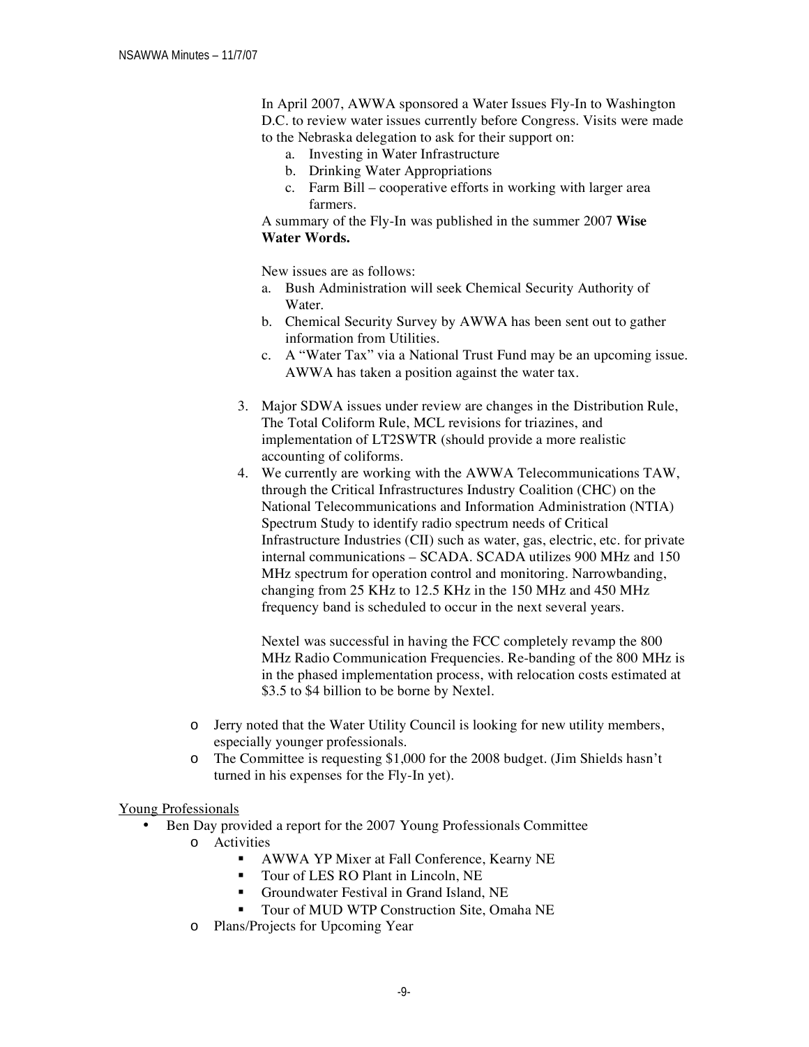In April 2007, AWWA sponsored a Water Issues Fly-In to Washington D.C. to review water issues currently before Congress. Visits were made to the Nebraska delegation to ask for their support on:

a. Investing in Water Infrastructure
b. Drinking Water Appropriations
c. Farm Bill – cooperative efforts in working with larger area farmers.

A summary of the Fly-In was published in the summer 2007 **Wise Water Words.**

New issues are as follows:

a. Bush Administration will seek Chemical Security Authority of Water.
b. Chemical Security Survey by AWWA has been sent out to gather information from Utilities.
c. A "Water Tax" via a National Trust Fund may be an upcoming issue. AWWA has taken a position against the water tax.

3. Major SDWA issues under review are changes in the Distribution Rule, The Total Coliform Rule, MCL revisions for triazines, and implementation of LT2SWTR (should provide a more realistic accounting of coliforms.
4. We currently are working with the AWWA Telecommunications TAW, through the Critical Infrastructures Industry Coalition (CHC) on the National Telecommunications and Information Administration (NTIA) Spectrum Study to identify radio spectrum needs of Critical Infrastructure Industries (CII) such as water, gas, electric, etc. for private internal communications – SCADA. SCADA utilizes 900 MHz and 150 MHz spectrum for operation control and monitoring. Narrowbanding, changing from 25 KHz to 12.5 KHz in the 150 MHz and 450 MHz frequency band is scheduled to occur in the next several years.

   Nextel was successful in having the FCC completely revamp the 800 MHz Radio Communication Frequencies. Re-banding of the 800 MHz is in the phased implementation process, with relocation costs estimated at $3.5 to $4 billion to be borne by Nextel.

- Jerry noted that the Water Utility Council is looking for new utility members, especially younger professionals.
- The Committee is requesting $1,000 for the 2008 budget. (Jim Shields hasn't turned in his expenses for the Fly-In yet).

Young Professionals

- Ben Day provided a report for the 2007 Young Professionals Committee
  - Activities
    - AWWA YP Mixer at Fall Conference, Kearny NE
    - Tour of LES RO Plant in Lincoln, NE
    - Groundwater Festival in Grand Island, NE
    - Tour of MUD WTP Construction Site, Omaha NE
  - Plans/Projects for Upcoming Year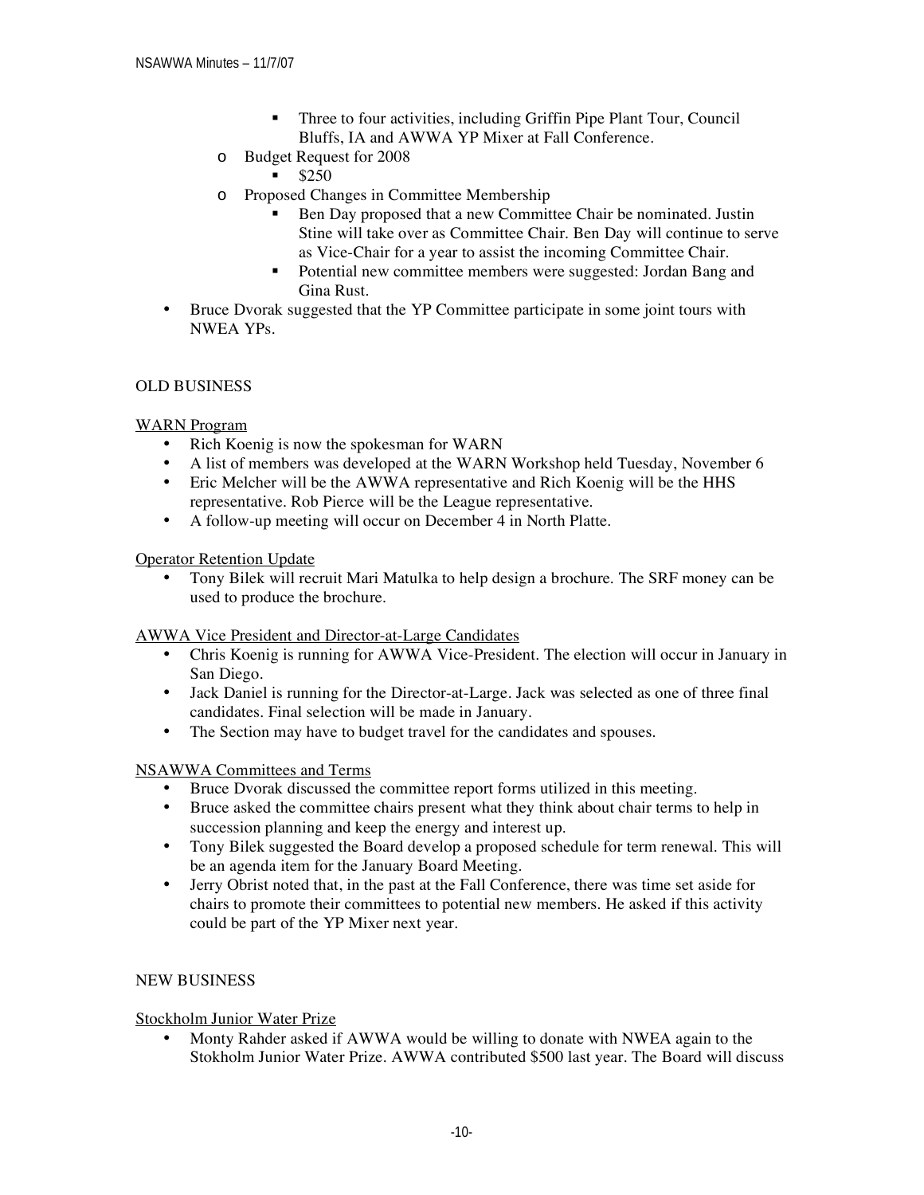- Three to four activities, including Griffin Pipe Plant Tour, Council Bluffs, IA and AWWA YP Mixer at Fall Conference.
  - Budget Request for 2008
    - $250
  - Proposed Changes in Committee Membership
    - Ben Day proposed that a new Committee Chair be nominated. Justin Stine will take over as Committee Chair. Ben Day will continue to serve as Vice-Chair for a year to assist the incoming Committee Chair.
    - Potential new committee members were suggested: Jordan Bang and Gina Rust.
- Bruce Dvorak suggested that the YP Committee participate in some joint tours with NWEA YPs.

OLD BUSINESS

WARN Program

- Rich Koenig is now the spokesman for WARN
- A list of members was developed at the WARN Workshop held Tuesday, November 6
- Eric Melcher will be the AWWA representative and Rich Koenig will be the HHS representative. Rob Pierce will be the League representative.
- A follow-up meeting will occur on December 4 in North Platte.

Operator Retention Update

- Tony Bilek will recruit Mari Matulka to help design a brochure. The SRF money can be used to produce the brochure.

AWWA Vice President and Director-at-Large Candidates

- Chris Koenig is running for AWWA Vice-President. The election will occur in January in San Diego.
- Jack Daniel is running for the Director-at-Large. Jack was selected as one of three final candidates. Final selection will be made in January.
- The Section may have to budget travel for the candidates and spouses.

NSAWWA Committees and Terms

- Bruce Dvorak discussed the committee report forms utilized in this meeting.
- Bruce asked the committee chairs present what they think about chair terms to help in succession planning and keep the energy and interest up.
- Tony Bilek suggested the Board develop a proposed schedule for term renewal. This will be an agenda item for the January Board Meeting.
- Jerry Obrist noted that, in the past at the Fall Conference, there was time set aside for chairs to promote their committees to potential new members. He asked if this activity could be part of the YP Mixer next year.

NEW BUSINESS

Stockholm Junior Water Prize

- Monty Rahder asked if AWWA would be willing to donate with NWEA again to the Stokholm Junior Water Prize. AWWA contributed $500 last year. The Board will discuss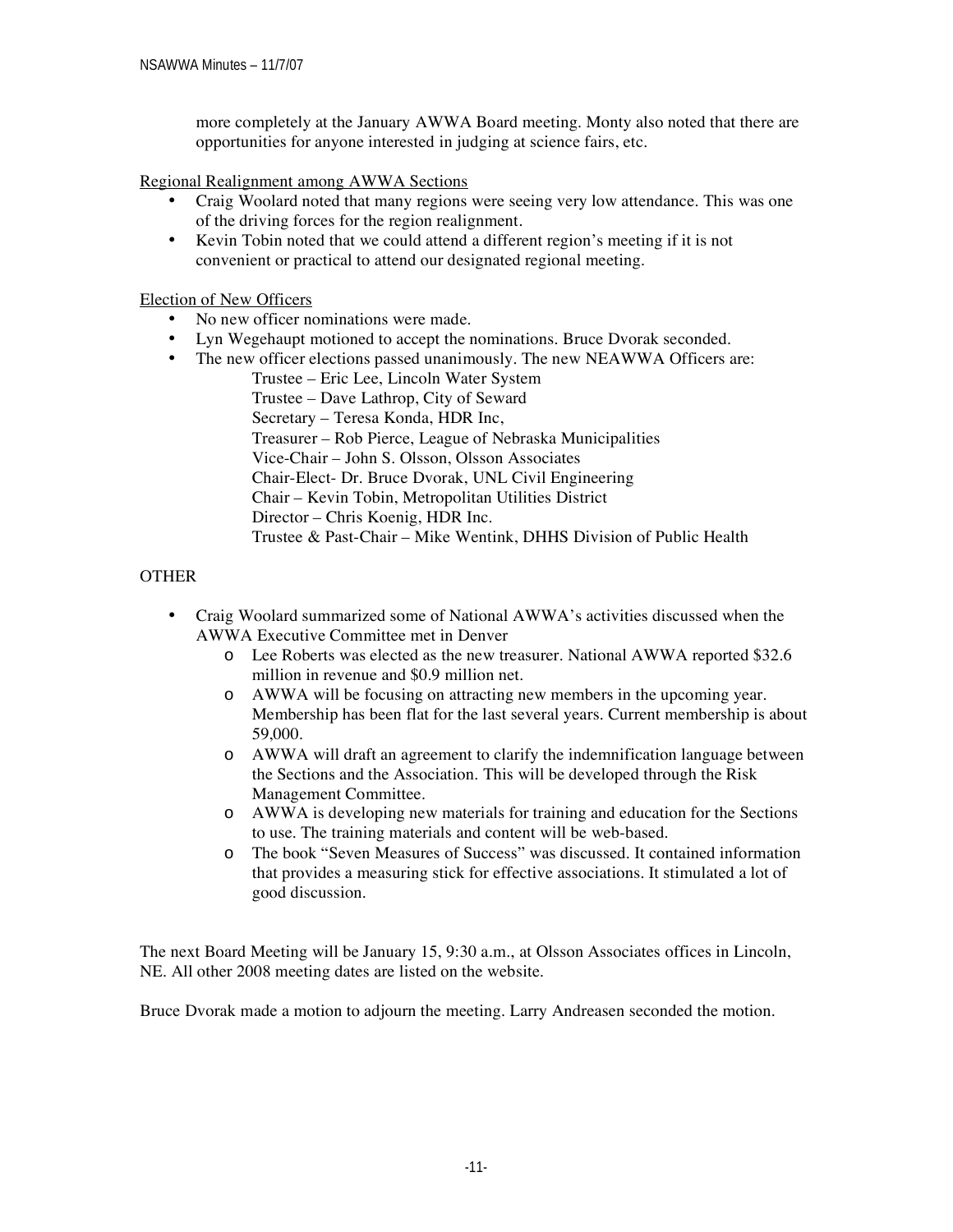more completely at the January AWWA Board meeting. Monty also noted that there are opportunities for anyone interested in judging at science fairs, etc.

Regional Realignment among AWWA Sections

- Craig Woolard noted that many regions were seeing very low attendance. This was one of the driving forces for the region realignment.
- Kevin Tobin noted that we could attend a different region's meeting if it is not convenient or practical to attend our designated regional meeting.

Election of New Officers

- No new officer nominations were made.
- Lyn Wegehaupt motioned to accept the nominations. Bruce Dvorak seconded.
- The new officer elections passed unanimously. The new NEAWWA Officers are:
  - Trustee – Eric Lee, Lincoln Water System
  - Trustee – Dave Lathrop, City of Seward
  - Secretary – Teresa Konda, HDR Inc,
  - Treasurer – Rob Pierce, League of Nebraska Municipalities
  - Vice-Chair – John S. Olsson, Olsson Associates
  - Chair-Elect- Dr. Bruce Dvorak, UNL Civil Engineering
  - Chair – Kevin Tobin, Metropolitan Utilities District
  - Director – Chris Koenig, HDR Inc.
  - Trustee & Past-Chair – Mike Wentink, DHHS Division of Public Health

OTHER

- Craig Woolard summarized some of National AWWA's activities discussed when the AWWA Executive Committee met in Denver
  - Lee Roberts was elected as the new treasurer. National AWWA reported $32.6 million in revenue and $0.9 million net.
  - AWWA will be focusing on attracting new members in the upcoming year. Membership has been flat for the last several years. Current membership is about 59,000.
  - AWWA will draft an agreement to clarify the indemnification language between the Sections and the Association. This will be developed through the Risk Management Committee.
  - AWWA is developing new materials for training and education for the Sections to use. The training materials and content will be web-based.
  - The book "Seven Measures of Success" was discussed. It contained information that provides a measuring stick for effective associations. It stimulated a lot of good discussion.

The next Board Meeting will be January 15, 9:30 a.m., at Olsson Associates offices in Lincoln, NE. All other 2008 meeting dates are listed on the website.

Bruce Dvorak made a motion to adjourn the meeting. Larry Andreasen seconded the motion.